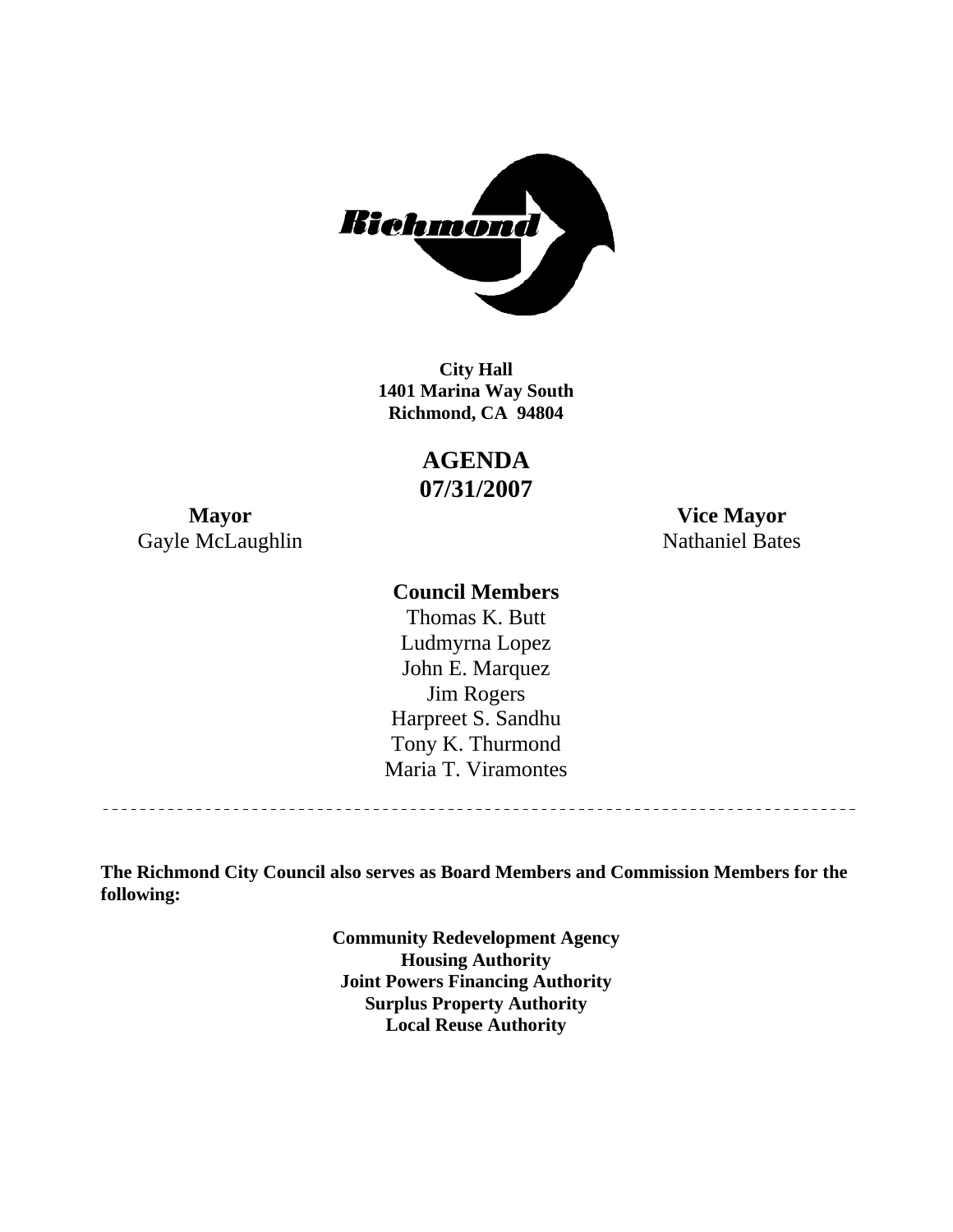**City Hall**
**1401 Marina Way South**
**Richmond, CA 94804**

# AGENDA
# 07/31/2007

**Mayor**
Gayle McLaughlin

**Vice Mayor**
Nathaniel Bates

**Council Members**

Thomas K. Butt
Ludmyrna Lopez
John E. Marquez
Jim Rogers
Harpreet S. Sandhu
Tony K. Thurmond
Maria T. Viramontes

---

**The Richmond City Council also serves as Board Members and Commission Members for the following:**

**Community Redevelopment Agency**
**Housing Authority**
**Joint Powers Financing Authority**
**Surplus Property Authority**
**Local Reuse Authority**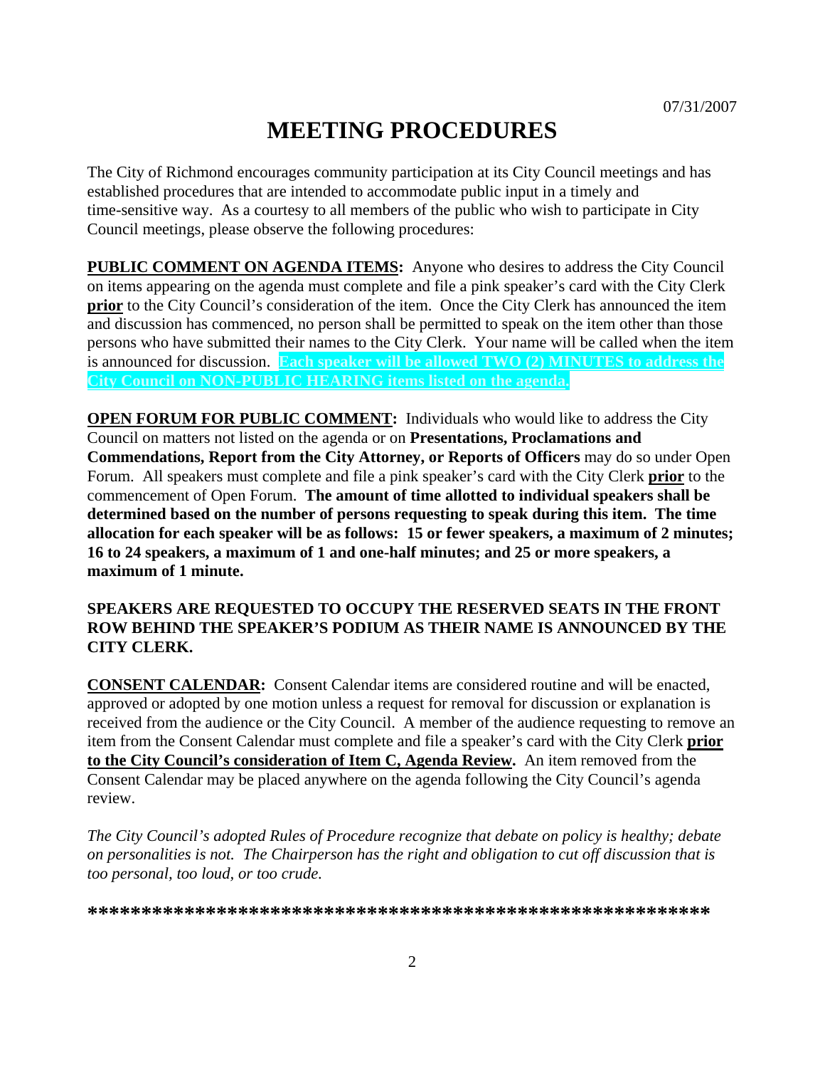07/31/2007

# MEETING PROCEDURES

The City of Richmond encourages community participation at its City Council meetings and has established procedures that are intended to accommodate public input in a timely and time-sensitive way. As a courtesy to all members of the public who wish to participate in City Council meetings, please observe the following procedures:

**PUBLIC COMMENT ON AGENDA ITEMS:** Anyone who desires to address the City Council on items appearing on the agenda must complete and file a pink speaker's card with the City Clerk **prior** to the City Council's consideration of the item. Once the City Clerk has announced the item and discussion has commenced, no person shall be permitted to speak on the item other than those persons who have submitted their names to the City Clerk. Your name will be called when the item is announced for discussion. **Each speaker will be allowed TWO (2) MINUTES to address the City Council on NON-PUBLIC HEARING items listed on the agenda.**

**OPEN FORUM FOR PUBLIC COMMENT:** Individuals who would like to address the City Council on matters not listed on the agenda or on **Presentations, Proclamations and Commendations, Report from the City Attorney, or Reports of Officers** may do so under Open Forum. All speakers must complete and file a pink speaker's card with the City Clerk **prior** to the commencement of Open Forum. **The amount of time allotted to individual speakers shall be determined based on the number of persons requesting to speak during this item. The time allocation for each speaker will be as follows: 15 or fewer speakers, a maximum of 2 minutes; 16 to 24 speakers, a maximum of 1 and one-half minutes; and 25 or more speakers, a maximum of 1 minute.**

**SPEAKERS ARE REQUESTED TO OCCUPY THE RESERVED SEATS IN THE FRONT ROW BEHIND THE SPEAKER'S PODIUM AS THEIR NAME IS ANNOUNCED BY THE CITY CLERK.**

**CONSENT CALENDAR:** Consent Calendar items are considered routine and will be enacted, approved or adopted by one motion unless a request for removal for discussion or explanation is received from the audience or the City Council. A member of the audience requesting to remove an item from the Consent Calendar must complete and file a speaker's card with the City Clerk **prior to the City Council's consideration of Item C, Agenda Review.** An item removed from the Consent Calendar may be placed anywhere on the agenda following the City Council's agenda review.

*The City Council's adopted Rules of Procedure recognize that debate on policy is healthy; debate on personalities is not. The Chairperson has the right and obligation to cut off discussion that is too personal, too loud, or too crude.*

***************************************************************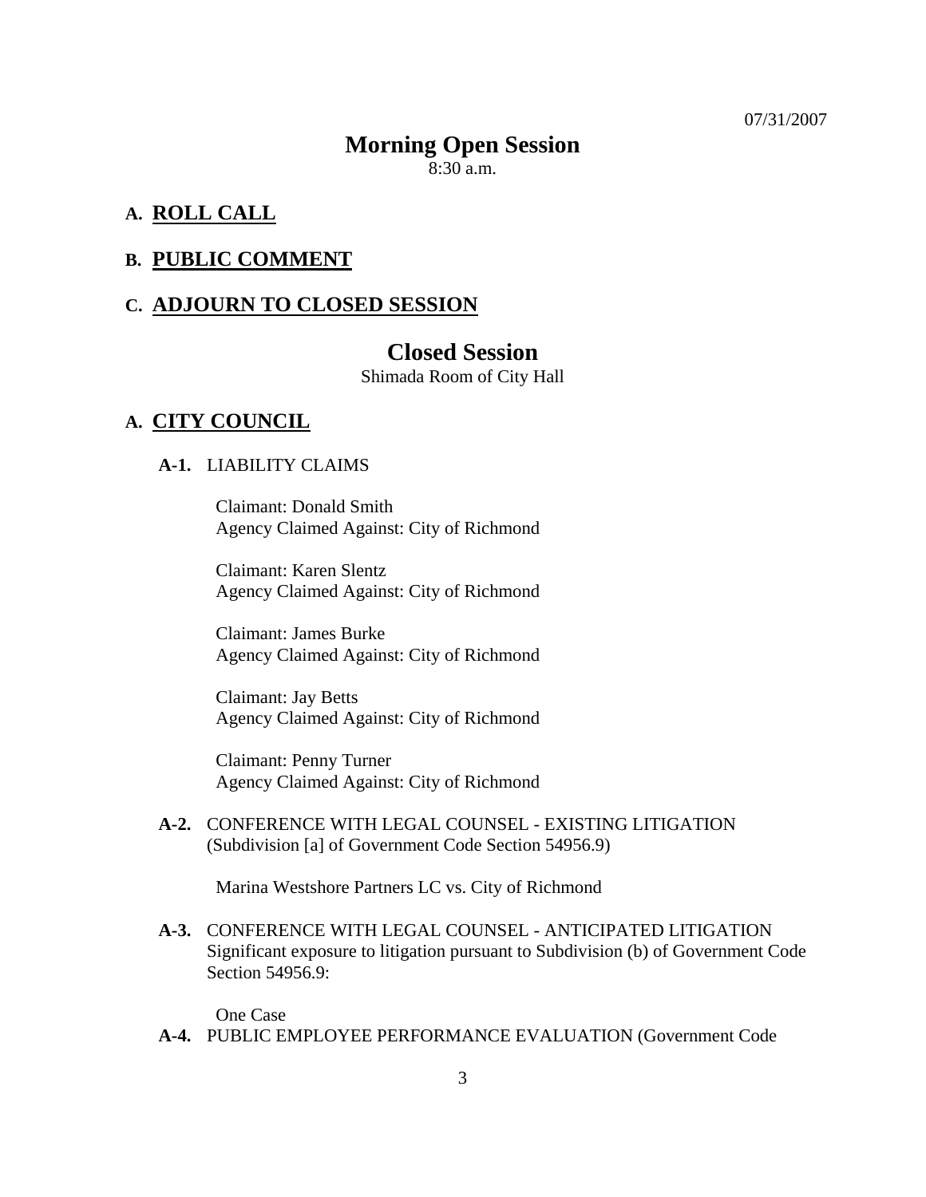07/31/2007

# Morning Open Session

8:30 a.m.

## A. ROLL CALL

## B. PUBLIC COMMENT

## C. ADJOURN TO CLOSED SESSION

# Closed Session

Shimada Room of City Hall

## A. CITY COUNCIL

**A-1.** LIABILITY CLAIMS

Claimant: Donald Smith
Agency Claimed Against: City of Richmond

Claimant: Karen Slentz
Agency Claimed Against: City of Richmond

Claimant: James Burke
Agency Claimed Against: City of Richmond

Claimant: Jay Betts
Agency Claimed Against: City of Richmond

Claimant: Penny Turner
Agency Claimed Against: City of Richmond

**A-2.** CONFERENCE WITH LEGAL COUNSEL - EXISTING LITIGATION (Subdivision [a] of Government Code Section 54956.9)

Marina Westshore Partners LC vs. City of Richmond

**A-3.** CONFERENCE WITH LEGAL COUNSEL - ANTICIPATED LITIGATION Significant exposure to litigation pursuant to Subdivision (b) of Government Code Section 54956.9:

One Case

**A-4.** PUBLIC EMPLOYEE PERFORMANCE EVALUATION (Government Code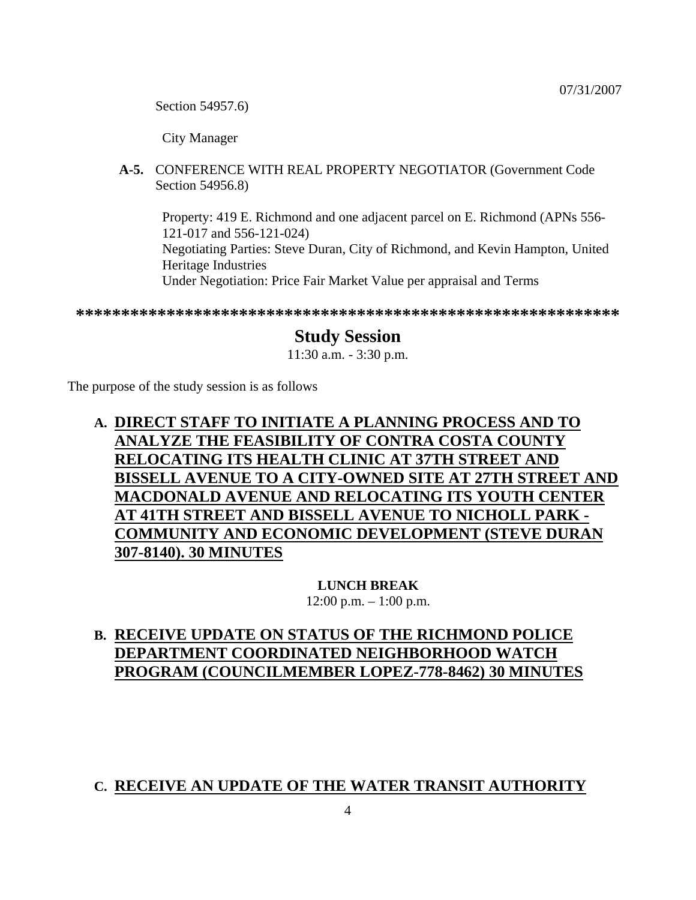Section 54957.6)

City Manager

**A-5.** CONFERENCE WITH REAL PROPERTY NEGOTIATOR (Government Code Section 54956.8)

Property: 419 E. Richmond and one adjacent parcel on E. Richmond (APNs 556-121-017 and 556-121-024)
Negotiating Parties: Steve Duran, City of Richmond, and Kevin Hampton, United Heritage Industries
Under Negotiation: Price Fair Market Value per appraisal and Terms

**************************************************************

## Study Session

11:30 a.m. - 3:30 p.m.

The purpose of the study session is as follows

**A. DIRECT STAFF TO INITIATE A PLANNING PROCESS AND TO ANALYZE THE FEASIBILITY OF CONTRA COSTA COUNTY RELOCATING ITS HEALTH CLINIC AT 37TH STREET AND BISSELL AVENUE TO A CITY-OWNED SITE AT 27TH STREET AND MACDONALD AVENUE AND RELOCATING ITS YOUTH CENTER AT 41TH STREET AND BISSELL AVENUE TO NICHOLL PARK - COMMUNITY AND ECONOMIC DEVELOPMENT (STEVE DURAN 307-8140). 30 MINUTES**

**LUNCH BREAK**
12:00 p.m. – 1:00 p.m.

**B. RECEIVE UPDATE ON STATUS OF THE RICHMOND POLICE DEPARTMENT COORDINATED NEIGHBORHOOD WATCH PROGRAM (COUNCILMEMBER LOPEZ-778-8462) 30 MINUTES**

**C. RECEIVE AN UPDATE OF THE WATER TRANSIT AUTHORITY**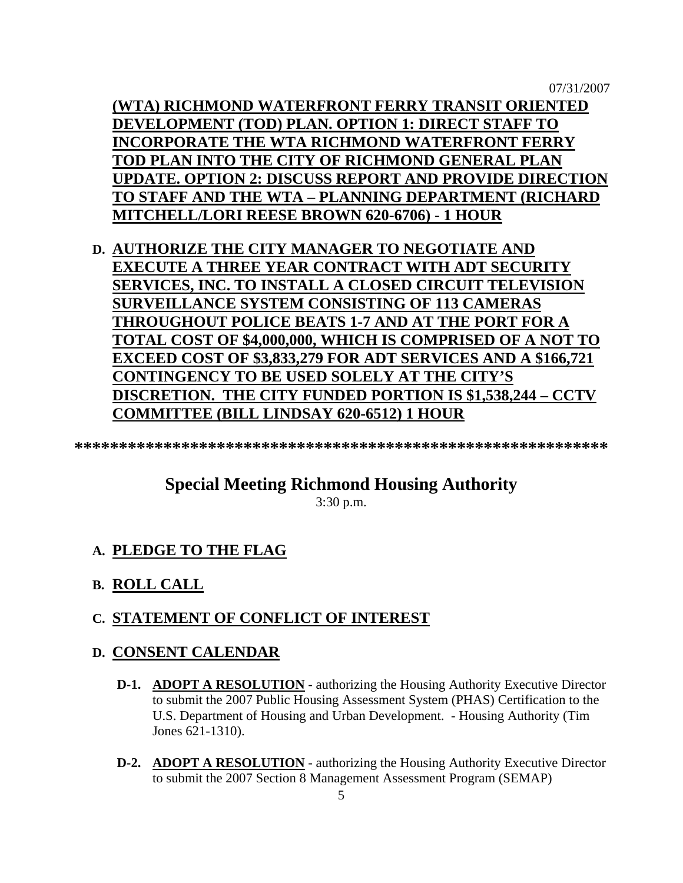07/31/2007

**(WTA) RICHMOND WATERFRONT FERRY TRANSIT ORIENTED DEVELOPMENT (TOD) PLAN. OPTION 1: DIRECT STAFF TO INCORPORATE THE WTA RICHMOND WATERFRONT FERRY TOD PLAN INTO THE CITY OF RICHMOND GENERAL PLAN UPDATE. OPTION 2: DISCUSS REPORT AND PROVIDE DIRECTION TO STAFF AND THE WTA – PLANNING DEPARTMENT (RICHARD MITCHELL/LORI REESE BROWN 620-6706) - 1 HOUR**

**D. AUTHORIZE THE CITY MANAGER TO NEGOTIATE AND EXECUTE A THREE YEAR CONTRACT WITH ADT SECURITY SERVICES, INC. TO INSTALL A CLOSED CIRCUIT TELEVISION SURVEILLANCE SYSTEM CONSISTING OF 113 CAMERAS THROUGHOUT POLICE BEATS 1-7 AND AT THE PORT FOR A TOTAL COST OF $4,000,000, WHICH IS COMPRISED OF A NOT TO EXCEED COST OF $3,833,279 FOR ADT SERVICES AND A $166,721 CONTINGENCY TO BE USED SOLELY AT THE CITY'S DISCRETION. THE CITY FUNDED PORTION IS $1,538,244 – CCTV COMMITTEE (BILL LINDSAY 620-6512) 1 HOUR**

************************************************************

## Special Meeting Richmond Housing Authority

3:30 p.m.

**A. PLEDGE TO THE FLAG**

**B. ROLL CALL**

**C. STATEMENT OF CONFLICT OF INTEREST**

**D. CONSENT CALENDAR**

**D-1. ADOPT A RESOLUTION** - authorizing the Housing Authority Executive Director to submit the 2007 Public Housing Assessment System (PHAS) Certification to the U.S. Department of Housing and Urban Development. - Housing Authority (Tim Jones 621-1310).

**D-2. ADOPT A RESOLUTION** - authorizing the Housing Authority Executive Director to submit the 2007 Section 8 Management Assessment Program (SEMAP)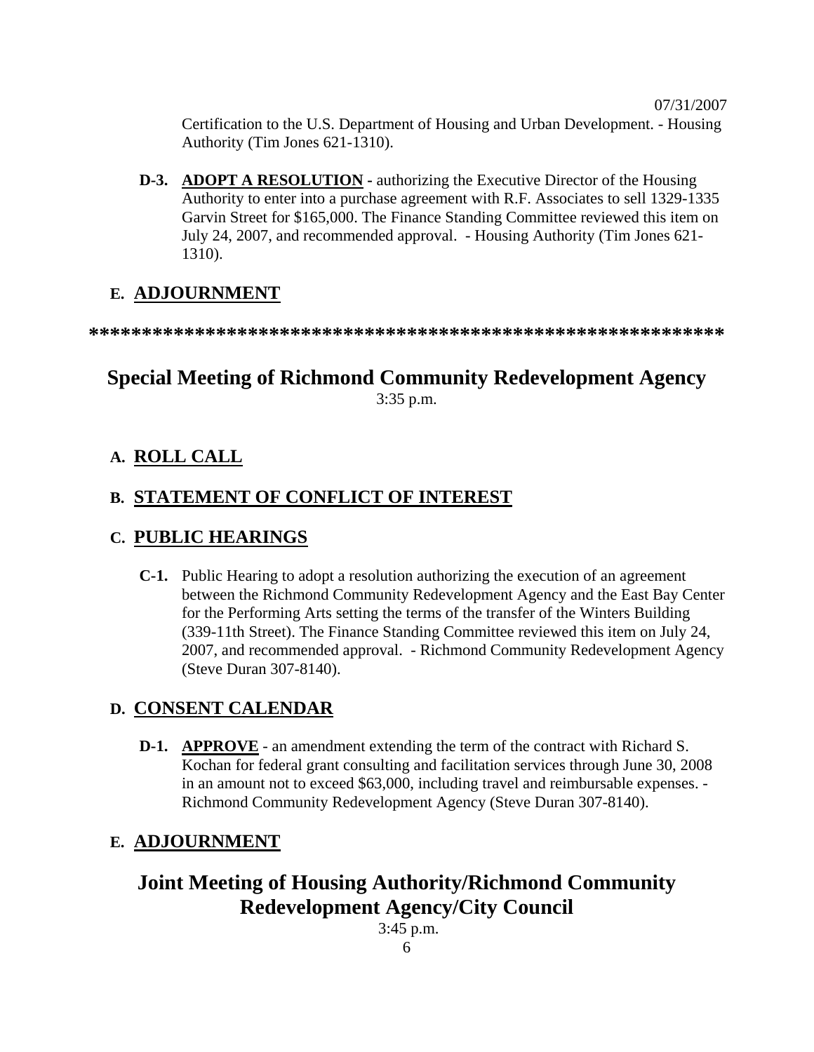Certification to the U.S. Department of Housing and Urban Development. - Housing Authority (Tim Jones 621-1310).

**D-3.** **ADOPT A RESOLUTION** - authorizing the Executive Director of the Housing Authority to enter into a purchase agreement with R.F. Associates to sell 1329-1335 Garvin Street for $165,000. The Finance Standing Committee reviewed this item on July 24, 2007, and recommended approval. - Housing Authority (Tim Jones 621-1310).

### E. ADJOURNMENT

************************************************************

## Special Meeting of Richmond Community Redevelopment Agency

3:35 p.m.

### A. ROLL CALL

### B. STATEMENT OF CONFLICT OF INTEREST

### C. PUBLIC HEARINGS

**C-1.** Public Hearing to adopt a resolution authorizing the execution of an agreement between the Richmond Community Redevelopment Agency and the East Bay Center for the Performing Arts setting the terms of the transfer of the Winters Building (339-11th Street). The Finance Standing Committee reviewed this item on July 24, 2007, and recommended approval. - Richmond Community Redevelopment Agency (Steve Duran 307-8140).

### D. CONSENT CALENDAR

**D-1.** **APPROVE** - an amendment extending the term of the contract with Richard S. Kochan for federal grant consulting and facilitation services through June 30, 2008 in an amount not to exceed $63,000, including travel and reimbursable expenses. - Richmond Community Redevelopment Agency (Steve Duran 307-8140).

### E. ADJOURNMENT

## Joint Meeting of Housing Authority/Richmond Community Redevelopment Agency/City Council

3:45 p.m.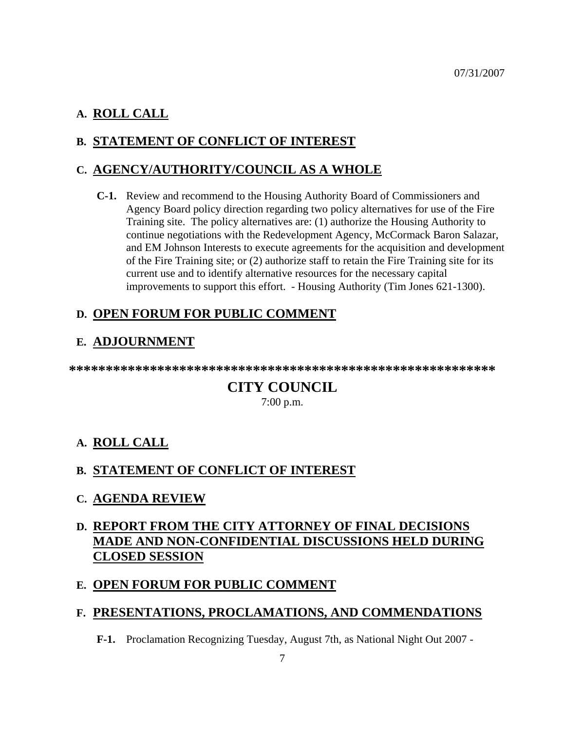07/31/2007

## A. ROLL CALL

## B. STATEMENT OF CONFLICT OF INTEREST

## C. AGENCY/AUTHORITY/COUNCIL AS A WHOLE

**C-1.** Review and recommend to the Housing Authority Board of Commissioners and Agency Board policy direction regarding two policy alternatives for use of the Fire Training site. The policy alternatives are: (1) authorize the Housing Authority to continue negotiations with the Redevelopment Agency, McCormack Baron Salazar, and EM Johnson Interests to execute agreements for the acquisition and development of the Fire Training site; or (2) authorize staff to retain the Fire Training site for its current use and to identify alternative resources for the necessary capital improvements to support this effort. - Housing Authority (Tim Jones 621-1300).

## D. OPEN FORUM FOR PUBLIC COMMENT

## E. ADJOURNMENT

*************************************************************

# CITY COUNCIL

7:00 p.m.

## A. ROLL CALL

## B. STATEMENT OF CONFLICT OF INTEREST

## C. AGENDA REVIEW

## D. REPORT FROM THE CITY ATTORNEY OF FINAL DECISIONS MADE AND NON-CONFIDENTIAL DISCUSSIONS HELD DURING CLOSED SESSION

## E. OPEN FORUM FOR PUBLIC COMMENT

## F. PRESENTATIONS, PROCLAMATIONS, AND COMMENDATIONS

**F-1.** Proclamation Recognizing Tuesday, August 7th, as National Night Out 2007 -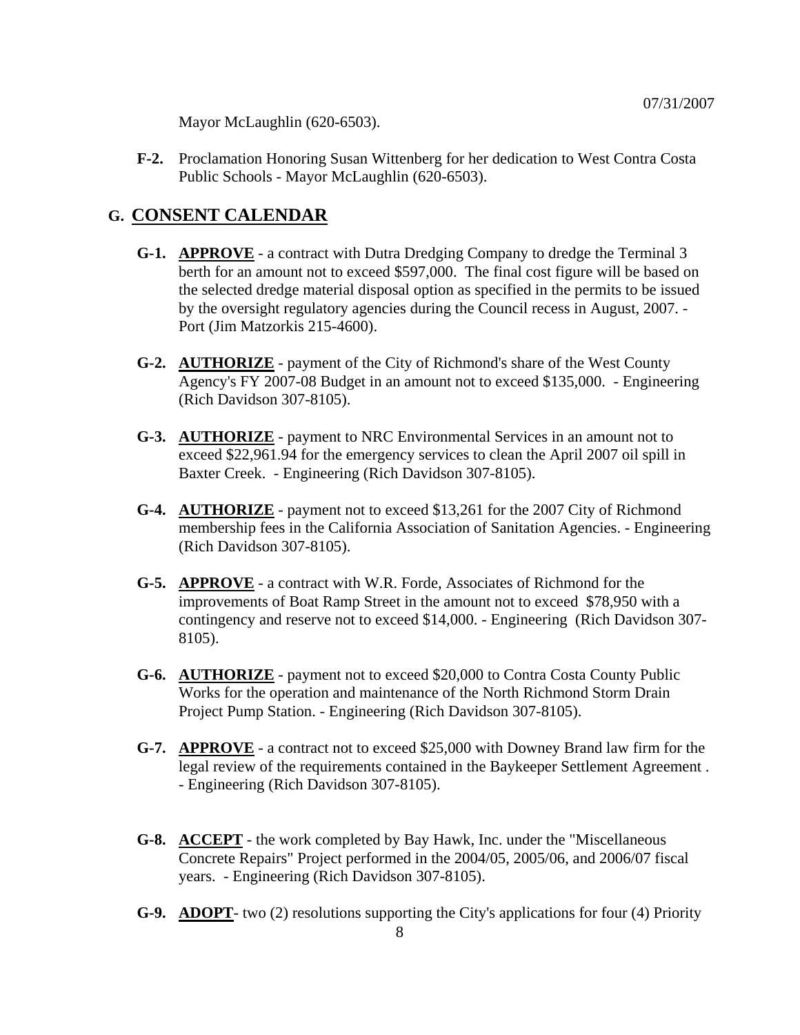Mayor McLaughlin (620-6503).

**F-2.** Proclamation Honoring Susan Wittenberg for her dedication to West Contra Costa Public Schools - Mayor McLaughlin (620-6503).

## G. CONSENT CALENDAR

**G-1.** **APPROVE** - a contract with Dutra Dredging Company to dredge the Terminal 3 berth for an amount not to exceed $597,000. The final cost figure will be based on the selected dredge material disposal option as specified in the permits to be issued by the oversight regulatory agencies during the Council recess in August, 2007. - Port (Jim Matzorkis 215-4600).

**G-2.** **AUTHORIZE** - payment of the City of Richmond's share of the West County Agency's FY 2007-08 Budget in an amount not to exceed $135,000. - Engineering (Rich Davidson 307-8105).

**G-3.** **AUTHORIZE** - payment to NRC Environmental Services in an amount not to exceed $22,961.94 for the emergency services to clean the April 2007 oil spill in Baxter Creek. - Engineering (Rich Davidson 307-8105).

**G-4.** **AUTHORIZE** - payment not to exceed $13,261 for the 2007 City of Richmond membership fees in the California Association of Sanitation Agencies. - Engineering (Rich Davidson 307-8105).

**G-5.** **APPROVE** - a contract with W.R. Forde, Associates of Richmond for the improvements of Boat Ramp Street in the amount not to exceed $78,950 with a contingency and reserve not to exceed $14,000. - Engineering (Rich Davidson 307-8105).

**G-6.** **AUTHORIZE** - payment not to exceed $20,000 to Contra Costa County Public Works for the operation and maintenance of the North Richmond Storm Drain Project Pump Station. - Engineering (Rich Davidson 307-8105).

**G-7.** **APPROVE** - a contract not to exceed $25,000 with Downey Brand law firm for the legal review of the requirements contained in the Baykeeper Settlement Agreement . - Engineering (Rich Davidson 307-8105).

**G-8.** **ACCEPT** - the work completed by Bay Hawk, Inc. under the "Miscellaneous Concrete Repairs" Project performed in the 2004/05, 2005/06, and 2006/07 fiscal years. - Engineering (Rich Davidson 307-8105).

**G-9.** **ADOPT**- two (2) resolutions supporting the City's applications for four (4) Priority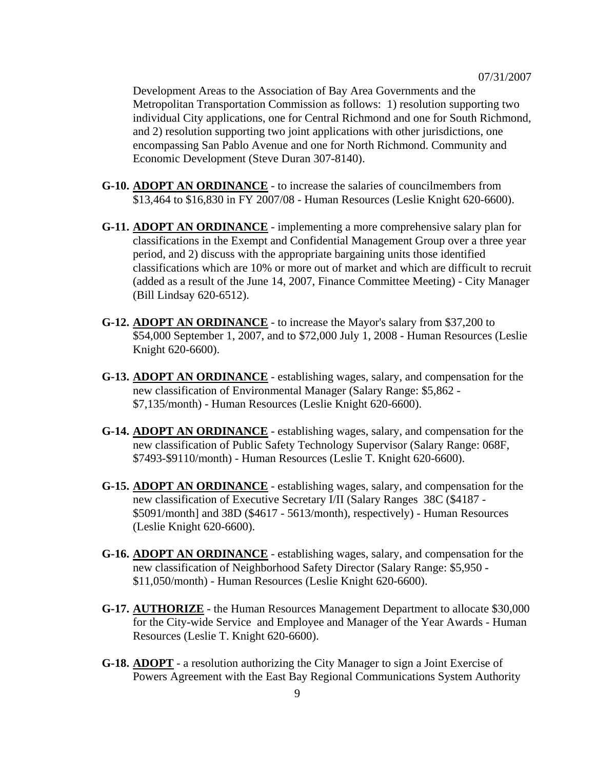Development Areas to the Association of Bay Area Governments and the Metropolitan Transportation Commission as follows: 1) resolution supporting two individual City applications, one for Central Richmond and one for South Richmond, and 2) resolution supporting two joint applications with other jurisdictions, one encompassing San Pablo Avenue and one for North Richmond. Community and Economic Development (Steve Duran 307-8140).

**G-10. ADOPT AN ORDINANCE** - to increase the salaries of councilmembers from $13,464 to $16,830 in FY 2007/08 - Human Resources (Leslie Knight 620-6600).

**G-11. ADOPT AN ORDINANCE** - implementing a more comprehensive salary plan for classifications in the Exempt and Confidential Management Group over a three year period, and 2) discuss with the appropriate bargaining units those identified classifications which are 10% or more out of market and which are difficult to recruit (added as a result of the June 14, 2007, Finance Committee Meeting) - City Manager (Bill Lindsay 620-6512).

**G-12. ADOPT AN ORDINANCE** - to increase the Mayor's salary from $37,200 to $54,000 September 1, 2007, and to $72,000 July 1, 2008 - Human Resources (Leslie Knight 620-6600).

**G-13. ADOPT AN ORDINANCE** - establishing wages, salary, and compensation for the new classification of Environmental Manager (Salary Range: $5,862 - $7,135/month) - Human Resources (Leslie Knight 620-6600).

**G-14. ADOPT AN ORDINANCE** - establishing wages, salary, and compensation for the new classification of Public Safety Technology Supervisor (Salary Range: 068F, $7493-$9110/month) - Human Resources (Leslie T. Knight 620-6600).

**G-15. ADOPT AN ORDINANCE** - establishing wages, salary, and compensation for the new classification of Executive Secretary I/II (Salary Ranges 38C ($4187 - $5091/month] and 38D ($4617 - 5613/month), respectively) - Human Resources (Leslie Knight 620-6600).

**G-16. ADOPT AN ORDINANCE** - establishing wages, salary, and compensation for the new classification of Neighborhood Safety Director (Salary Range: $5,950 - $11,050/month) - Human Resources (Leslie Knight 620-6600).

**G-17. AUTHORIZE** - the Human Resources Management Department to allocate $30,000 for the City-wide Service and Employee and Manager of the Year Awards - Human Resources (Leslie T. Knight 620-6600).

**G-18. ADOPT** - a resolution authorizing the City Manager to sign a Joint Exercise of Powers Agreement with the East Bay Regional Communications System Authority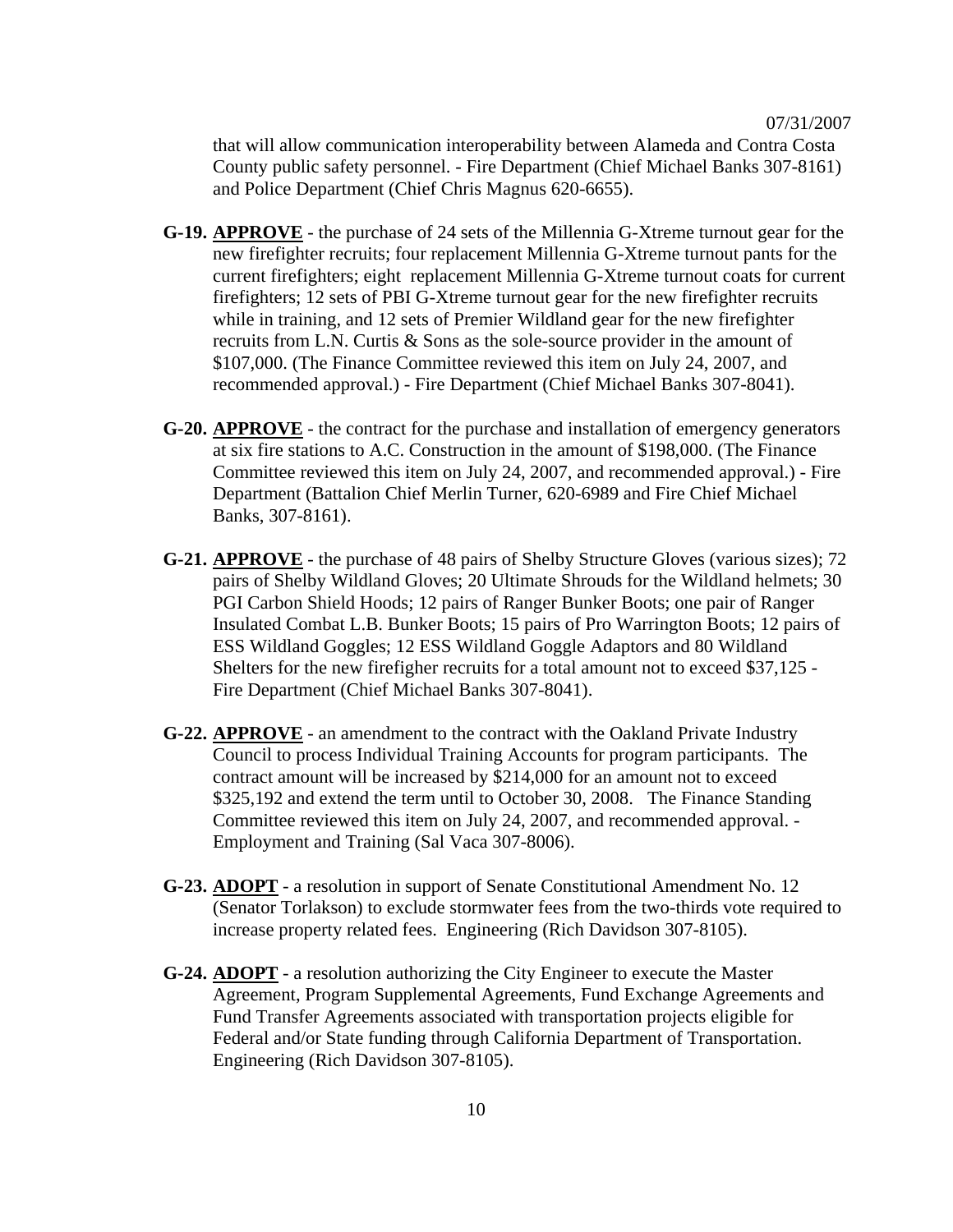that will allow communication interoperability between Alameda and Contra Costa County public safety personnel. - Fire Department (Chief Michael Banks 307-8161) and Police Department (Chief Chris Magnus 620-6655).

**G-19.** **APPROVE** - the purchase of 24 sets of the Millennia G-Xtreme turnout gear for the new firefighter recruits; four replacement Millennia G-Xtreme turnout pants for the current firefighters; eight replacement Millennia G-Xtreme turnout coats for current firefighters; 12 sets of PBI G-Xtreme turnout gear for the new firefighter recruits while in training, and 12 sets of Premier Wildland gear for the new firefighter recruits from L.N. Curtis & Sons as the sole-source provider in the amount of $107,000. (The Finance Committee reviewed this item on July 24, 2007, and recommended approval.) - Fire Department (Chief Michael Banks 307-8041).

**G-20.** **APPROVE** - the contract for the purchase and installation of emergency generators at six fire stations to A.C. Construction in the amount of $198,000. (The Finance Committee reviewed this item on July 24, 2007, and recommended approval.) - Fire Department (Battalion Chief Merlin Turner, 620-6989 and Fire Chief Michael Banks, 307-8161).

**G-21.** **APPROVE** - the purchase of 48 pairs of Shelby Structure Gloves (various sizes); 72 pairs of Shelby Wildland Gloves; 20 Ultimate Shrouds for the Wildland helmets; 30 PGI Carbon Shield Hoods; 12 pairs of Ranger Bunker Boots; one pair of Ranger Insulated Combat L.B. Bunker Boots; 15 pairs of Pro Warrington Boots; 12 pairs of ESS Wildland Goggles; 12 ESS Wildland Goggle Adaptors and 80 Wildland Shelters for the new firefigher recruits for a total amount not to exceed $37,125 - Fire Department (Chief Michael Banks 307-8041).

**G-22.** **APPROVE** - an amendment to the contract with the Oakland Private Industry Council to process Individual Training Accounts for program participants. The contract amount will be increased by $214,000 for an amount not to exceed $325,192 and extend the term until to October 30, 2008. The Finance Standing Committee reviewed this item on July 24, 2007, and recommended approval. - Employment and Training (Sal Vaca 307-8006).

**G-23.** **ADOPT** - a resolution in support of Senate Constitutional Amendment No. 12 (Senator Torlakson) to exclude stormwater fees from the two-thirds vote required to increase property related fees. Engineering (Rich Davidson 307-8105).

**G-24.** **ADOPT** - a resolution authorizing the City Engineer to execute the Master Agreement, Program Supplemental Agreements, Fund Exchange Agreements and Fund Transfer Agreements associated with transportation projects eligible for Federal and/or State funding through California Department of Transportation. Engineering (Rich Davidson 307-8105).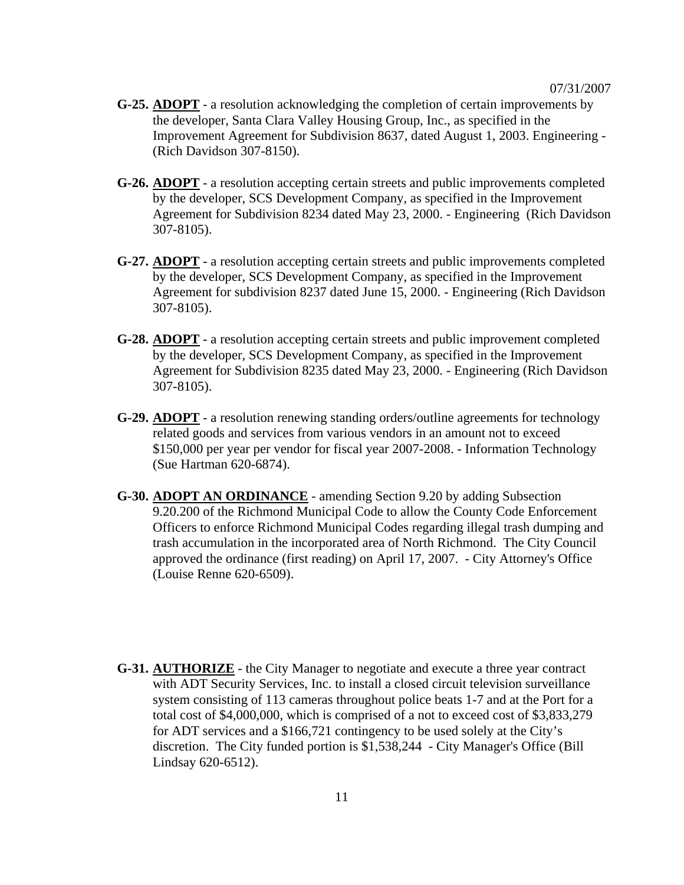**G-25. ADOPT** - a resolution acknowledging the completion of certain improvements by the developer, Santa Clara Valley Housing Group, Inc., as specified in the Improvement Agreement for Subdivision 8637, dated August 1, 2003. Engineering - (Rich Davidson 307-8150).

**G-26. ADOPT** - a resolution accepting certain streets and public improvements completed by the developer, SCS Development Company, as specified in the Improvement Agreement for Subdivision 8234 dated May 23, 2000. - Engineering (Rich Davidson 307-8105).

**G-27. ADOPT** - a resolution accepting certain streets and public improvements completed by the developer, SCS Development Company, as specified in the Improvement Agreement for subdivision 8237 dated June 15, 2000. - Engineering (Rich Davidson 307-8105).

**G-28. ADOPT** - a resolution accepting certain streets and public improvement completed by the developer, SCS Development Company, as specified in the Improvement Agreement for Subdivision 8235 dated May 23, 2000. - Engineering (Rich Davidson 307-8105).

**G-29. ADOPT** - a resolution renewing standing orders/outline agreements for technology related goods and services from various vendors in an amount not to exceed $150,000 per year per vendor for fiscal year 2007-2008. - Information Technology (Sue Hartman 620-6874).

**G-30. ADOPT AN ORDINANCE** - amending Section 9.20 by adding Subsection 9.20.200 of the Richmond Municipal Code to allow the County Code Enforcement Officers to enforce Richmond Municipal Codes regarding illegal trash dumping and trash accumulation in the incorporated area of North Richmond. The City Council approved the ordinance (first reading) on April 17, 2007. - City Attorney's Office (Louise Renne 620-6509).

**G-31. AUTHORIZE** - the City Manager to negotiate and execute a three year contract with ADT Security Services, Inc. to install a closed circuit television surveillance system consisting of 113 cameras throughout police beats 1-7 and at the Port for a total cost of $4,000,000, which is comprised of a not to exceed cost of $3,833,279 for ADT services and a $166,721 contingency to be used solely at the City's discretion. The City funded portion is $1,538,244 - City Manager's Office (Bill Lindsay 620-6512).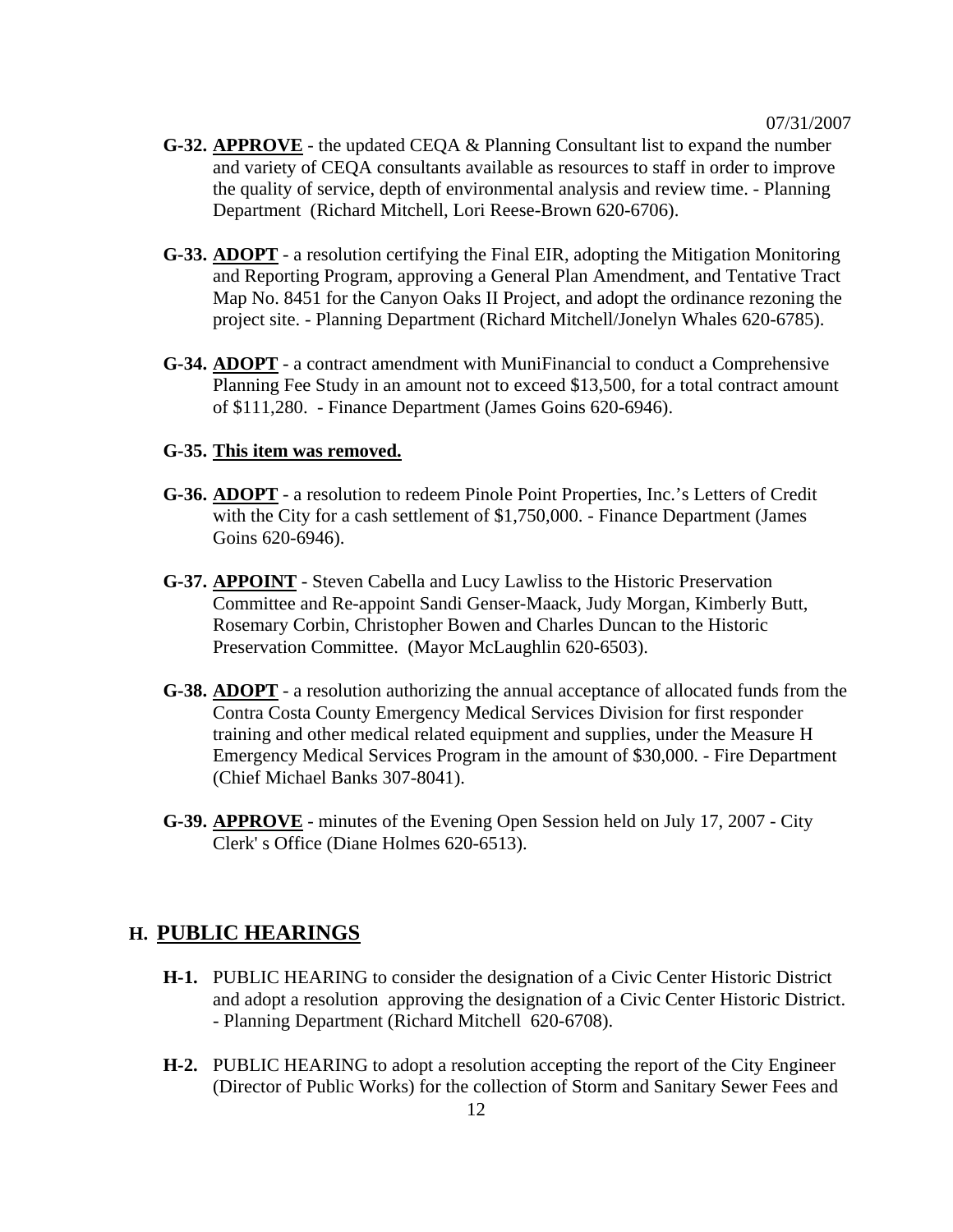07/31/2007

**G-32. <u>APPROVE</u>** - the updated CEQA & Planning Consultant list to expand the number and variety of CEQA consultants available as resources to staff in order to improve the quality of service, depth of environmental analysis and review time. - Planning Department (Richard Mitchell, Lori Reese-Brown 620-6706).

**G-33. <u>ADOPT</u>** - a resolution certifying the Final EIR, adopting the Mitigation Monitoring and Reporting Program, approving a General Plan Amendment, and Tentative Tract Map No. 8451 for the Canyon Oaks II Project, and adopt the ordinance rezoning the project site. - Planning Department (Richard Mitchell/Jonelyn Whales 620-6785).

**G-34. <u>ADOPT</u>** - a contract amendment with MuniFinancial to conduct a Comprehensive Planning Fee Study in an amount not to exceed $13,500, for a total contract amount of $111,280. - Finance Department (James Goins 620-6946).

**G-35. <u>This item was removed.</u>**

**G-36. <u>ADOPT</u>** - a resolution to redeem Pinole Point Properties, Inc.'s Letters of Credit with the City for a cash settlement of $1,750,000. - Finance Department (James Goins 620-6946).

**G-37. <u>APPOINT</u>** - Steven Cabella and Lucy Lawliss to the Historic Preservation Committee and Re-appoint Sandi Genser-Maack, Judy Morgan, Kimberly Butt, Rosemary Corbin, Christopher Bowen and Charles Duncan to the Historic Preservation Committee. (Mayor McLaughlin 620-6503).

**G-38. <u>ADOPT</u>** - a resolution authorizing the annual acceptance of allocated funds from the Contra Costa County Emergency Medical Services Division for first responder training and other medical related equipment and supplies, under the Measure H Emergency Medical Services Program in the amount of $30,000. - Fire Department (Chief Michael Banks 307-8041).

**G-39. <u>APPROVE</u>** - minutes of the Evening Open Session held on July 17, 2007 - City Clerk' s Office (Diane Holmes 620-6513).

## H. <u>PUBLIC HEARINGS</u>

**H-1.** PUBLIC HEARING to consider the designation of a Civic Center Historic District and adopt a resolution approving the designation of a Civic Center Historic District. - Planning Department (Richard Mitchell 620-6708).

**H-2.** PUBLIC HEARING to adopt a resolution accepting the report of the City Engineer (Director of Public Works) for the collection of Storm and Sanitary Sewer Fees and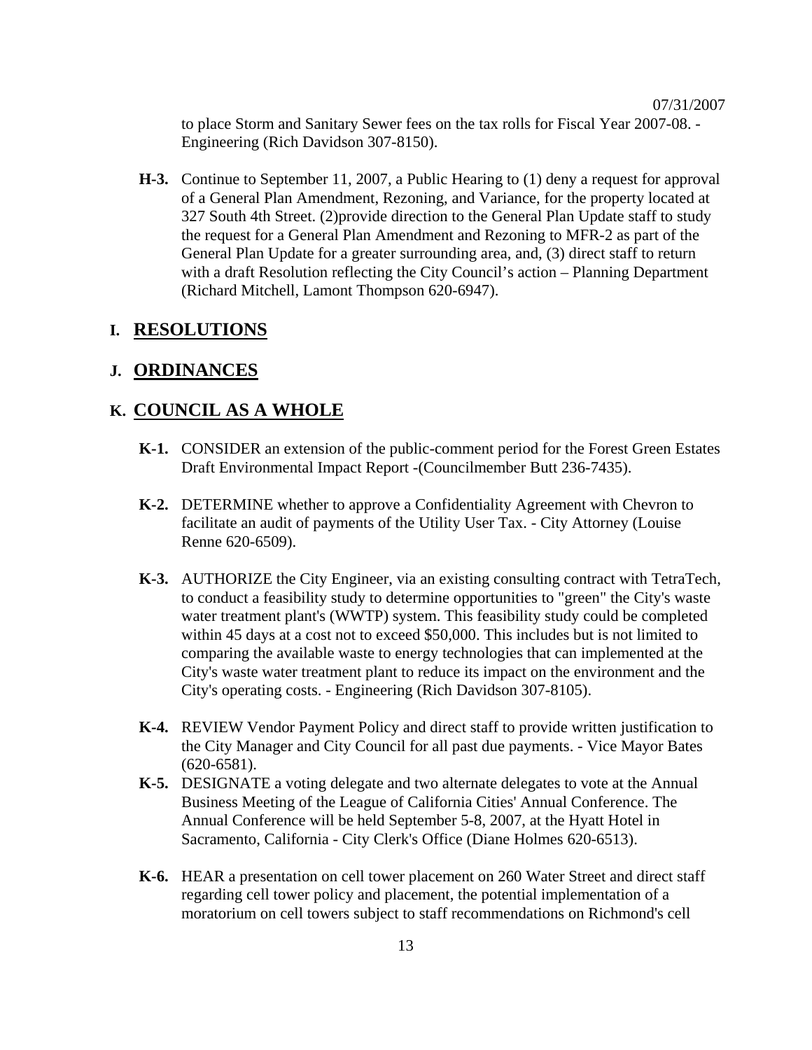to place Storm and Sanitary Sewer fees on the tax rolls for Fiscal Year 2007-08. - Engineering (Rich Davidson 307-8150).

**H-3.** Continue to September 11, 2007, a Public Hearing to (1) deny a request for approval of a General Plan Amendment, Rezoning, and Variance, for the property located at 327 South 4th Street. (2)provide direction to the General Plan Update staff to study the request for a General Plan Amendment and Rezoning to MFR-2 as part of the General Plan Update for a greater surrounding area, and, (3) direct staff to return with a draft Resolution reflecting the City Council's action – Planning Department (Richard Mitchell, Lamont Thompson 620-6947).

## I. RESOLUTIONS

## J. ORDINANCES

## K. COUNCIL AS A WHOLE

**K-1.** CONSIDER an extension of the public-comment period for the Forest Green Estates Draft Environmental Impact Report -(Councilmember Butt 236-7435).

**K-2.** DETERMINE whether to approve a Confidentiality Agreement with Chevron to facilitate an audit of payments of the Utility User Tax. - City Attorney (Louise Renne 620-6509).

**K-3.** AUTHORIZE the City Engineer, via an existing consulting contract with TetraTech, to conduct a feasibility study to determine opportunities to "green" the City's waste water treatment plant's (WWTP) system. This feasibility study could be completed within 45 days at a cost not to exceed $50,000. This includes but is not limited to comparing the available waste to energy technologies that can implemented at the City's waste water treatment plant to reduce its impact on the environment and the City's operating costs. - Engineering (Rich Davidson 307-8105).

**K-4.** REVIEW Vendor Payment Policy and direct staff to provide written justification to the City Manager and City Council for all past due payments. - Vice Mayor Bates (620-6581).

**K-5.** DESIGNATE a voting delegate and two alternate delegates to vote at the Annual Business Meeting of the League of California Cities' Annual Conference. The Annual Conference will be held September 5-8, 2007, at the Hyatt Hotel in Sacramento, California - City Clerk's Office (Diane Holmes 620-6513).

**K-6.** HEAR a presentation on cell tower placement on 260 Water Street and direct staff regarding cell tower policy and placement, the potential implementation of a moratorium on cell towers subject to staff recommendations on Richmond's cell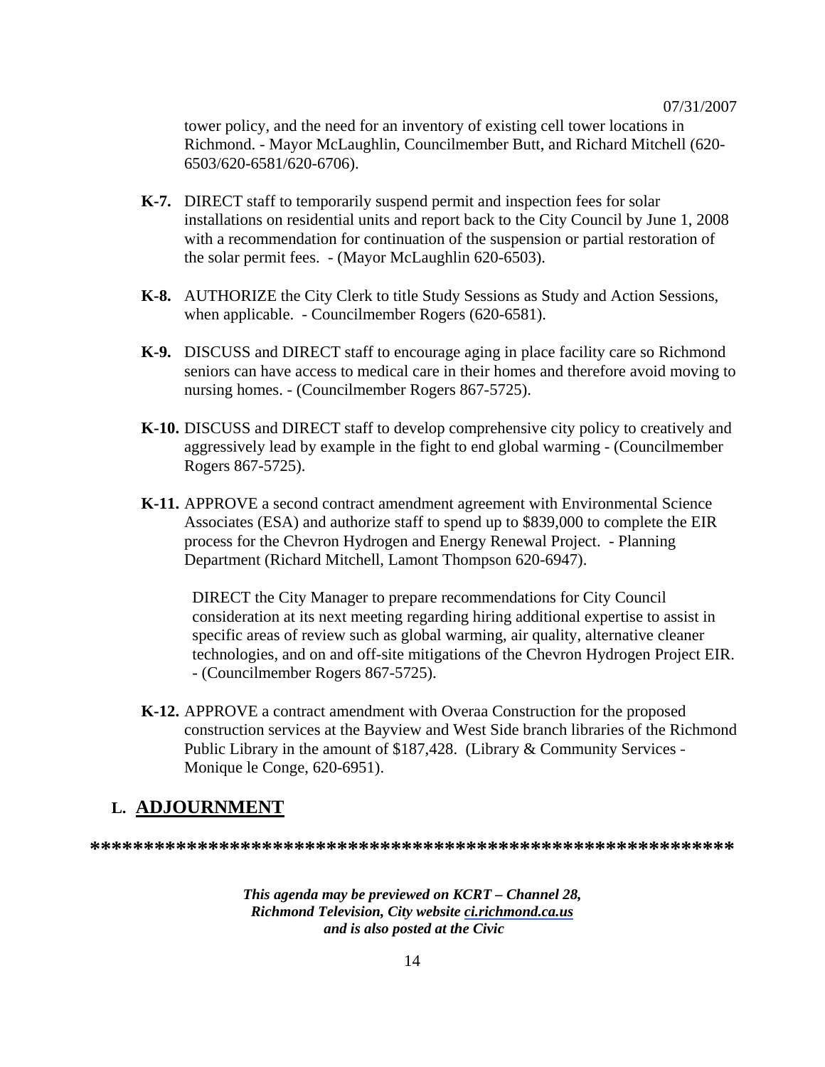tower policy, and the need for an inventory of existing cell tower locations in Richmond. - Mayor McLaughlin, Councilmember Butt, and Richard Mitchell (620-6503/620-6581/620-6706).

**K-7.** DIRECT staff to temporarily suspend permit and inspection fees for solar installations on residential units and report back to the City Council by June 1, 2008 with a recommendation for continuation of the suspension or partial restoration of the solar permit fees. - (Mayor McLaughlin 620-6503).

**K-8.** AUTHORIZE the City Clerk to title Study Sessions as Study and Action Sessions, when applicable. - Councilmember Rogers (620-6581).

**K-9.** DISCUSS and DIRECT staff to encourage aging in place facility care so Richmond seniors can have access to medical care in their homes and therefore avoid moving to nursing homes. - (Councilmember Rogers 867-5725).

**K-10.** DISCUSS and DIRECT staff to develop comprehensive city policy to creatively and aggressively lead by example in the fight to end global warming - (Councilmember Rogers 867-5725).

**K-11.** APPROVE a second contract amendment agreement with Environmental Science Associates (ESA) and authorize staff to spend up to $839,000 to complete the EIR process for the Chevron Hydrogen and Energy Renewal Project. - Planning Department (Richard Mitchell, Lamont Thompson 620-6947).

DIRECT the City Manager to prepare recommendations for City Council consideration at its next meeting regarding hiring additional expertise to assist in specific areas of review such as global warming, air quality, alternative cleaner technologies, and on and off-site mitigations of the Chevron Hydrogen Project EIR. - (Councilmember Rogers 867-5725).

**K-12.** APPROVE a contract amendment with Overaa Construction for the proposed construction services at the Bayview and West Side branch libraries of the Richmond Public Library in the amount of $187,428. (Library & Community Services - Monique le Conge, 620-6951).

## L. ADJOURNMENT

***********************************************************

***This agenda may be previewed on KCRT – Channel 28, Richmond Television, City website ci.richmond.ca.us and is also posted at the Civic***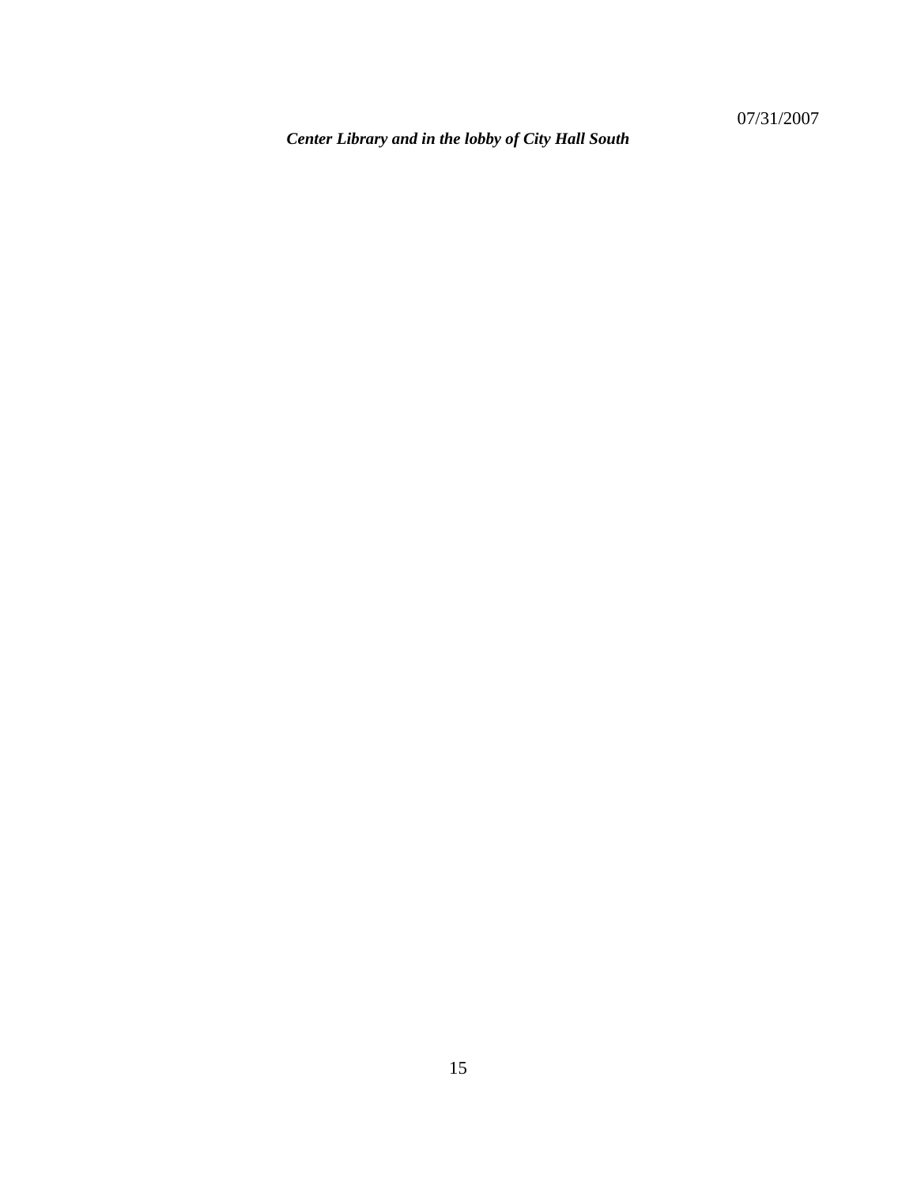07/31/2007

***Center Library and in the lobby of City Hall South***